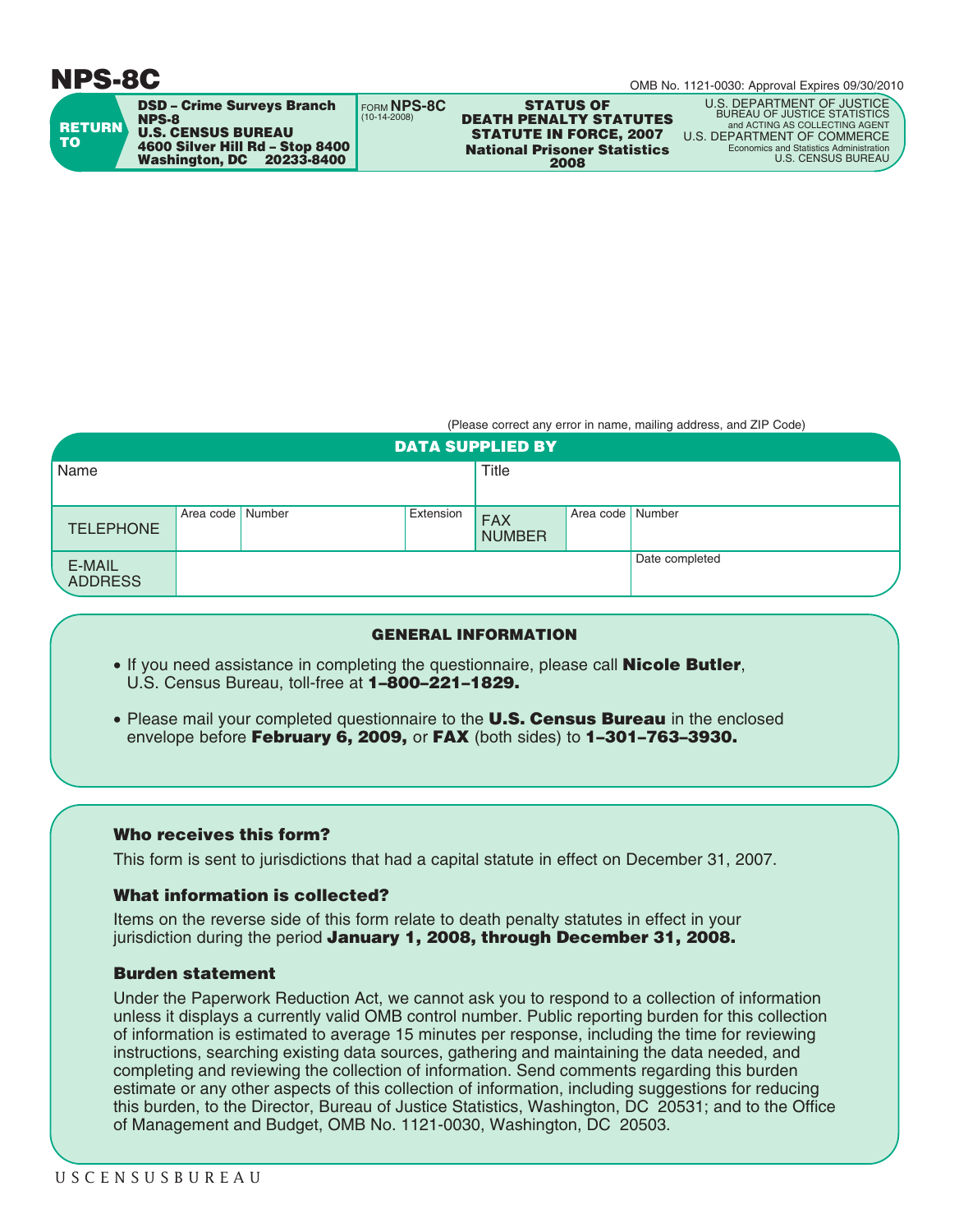# NPS-8C

OMB No. 1121-0030: Approval Expires 09/30/2010

| RETURN TO | FORM **NPS-8C** (10-14-2008) | | |
|---|---|---|---|
| **DSD – Crime Surveys Branch**<br>**NPS-8**<br>**U.S. CENSUS BUREAU**<br>**4600 Silver Hill Rd – Stop 8400**<br>**Washington, DC 20233-8400** | | **STATUS OF DEATH PENALTY STATUTES STATUTE IN FORCE, 2007**<br>**National Prisoner Statistics 2008** | U.S. DEPARTMENT OF JUSTICE<br>BUREAU OF JUSTICE STATISTICS<br>and ACTING AS COLLECTING AGENT<br>U.S. DEPARTMENT OF COMMERCE<br>Economics and Statistics Administration<br>U.S. CENSUS BUREAU |

(Please correct any error in name, mailing address, and ZIP Code)

## DATA SUPPLIED BY

| Name | | | | Title | | |
|---|---|---|---|---|---|---|
| TELEPHONE | Area code | Number | Extension | FAX NUMBER | Area code | Number |
| E-MAIL ADDRESS | | | | | | Date completed |

## GENERAL INFORMATION

- If you need assistance in completing the questionnaire, please call **Nicole Butler**, U.S. Census Bureau, toll-free at **1–800–221–1829.**
- Please mail your completed questionnaire to the **U.S. Census Bureau** in the enclosed envelope before **February 6, 2009,** or **FAX** (both sides) to **1–301–763–3930.**

### Who receives this form?

This form is sent to jurisdictions that had a capital statute in effect on December 31, 2007.

### What information is collected?

Items on the reverse side of this form relate to death penalty statutes in effect in your jurisdiction during the period **January 1, 2008, through December 31, 2008.**

### Burden statement

Under the Paperwork Reduction Act, we cannot ask you to respond to a collection of information unless it displays a currently valid OMB control number. Public reporting burden for this collection of information is estimated to average 15 minutes per response, including the time for reviewing instructions, searching existing data sources, gathering and maintaining the data needed, and completing and reviewing the collection of information. Send comments regarding this burden estimate or any other aspects of this collection of information, including suggestions for reducing this burden, to the Director, Bureau of Justice Statistics, Washington, DC 20531; and to the Office of Management and Budget, OMB No. 1121-0030, Washington, DC 20503.

USCENSUSBUREAU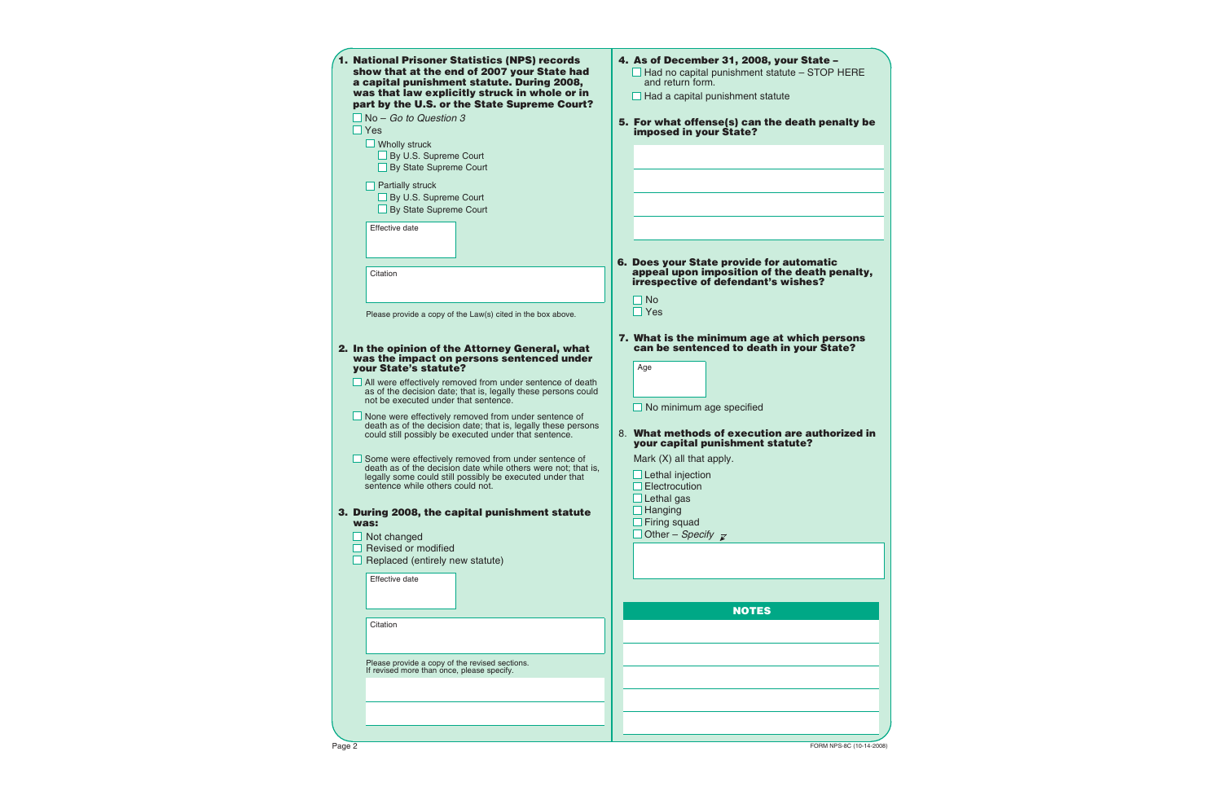**1. National Prisoner Statistics (NPS) records show that at the end of 2007 your State had a capital punishment statute. During 2008, was that law explicitly struck in whole or in part by the U.S. or the State Supreme Court?**

- ☐ No – *Go to Question 3*
- ☐ Yes
  - ☐ Wholly struck
    - ☐ By U.S. Supreme Court
    - ☐ By State Supreme Court
  - ☐ Partially struck
    - ☐ By U.S. Supreme Court
    - ☐ By State Supreme Court

Effective date

Citation

Please provide a copy of the Law(s) cited in the box above.

**2. In the opinion of the Attorney General, what was the impact on persons sentenced under your State's statute?**

- ☐ All were effectively removed from under sentence of death as of the decision date; that is, legally these persons could not be executed under that sentence.
- ☐ None were effectively removed from under sentence of death as of the decision date; that is, legally these persons could still possibly be executed under that sentence.
- ☐ Some were effectively removed from under sentence of death as of the decision date while others were not; that is, legally some could still possibly be executed under that sentence while others could not.

**3. During 2008, the capital punishment statute was:**

- ☐ Not changed
- ☐ Revised or modified
- ☐ Replaced (entirely new statute)

Effective date

Citation

Please provide a copy of the revised sections.
If revised more than once, please specify.

**4. As of December 31, 2008, your State –**

- ☐ Had no capital punishment statute – STOP HERE and return form.
- ☐ Had a capital punishment statute

**5. For what offense(s) can the death penalty be imposed in your State?**

**6. Does your State provide for automatic appeal upon imposition of the death penalty, irrespective of defendant's wishes?**

- ☐ No
- ☐ Yes

**7. What is the minimum age at which persons can be sentenced to death in your State?**

Age

- ☐ No minimum age specified

8. **What methods of execution are authorized in your capital punishment statute?**

Mark (X) all that apply.

- ☐ Lethal injection
- ☐ Electrocution
- ☐ Lethal gas
- ☐ Hanging
- ☐ Firing squad
- ☐ Other – *Specify*

## NOTES

FORM NPS-8C (10-14-2008)